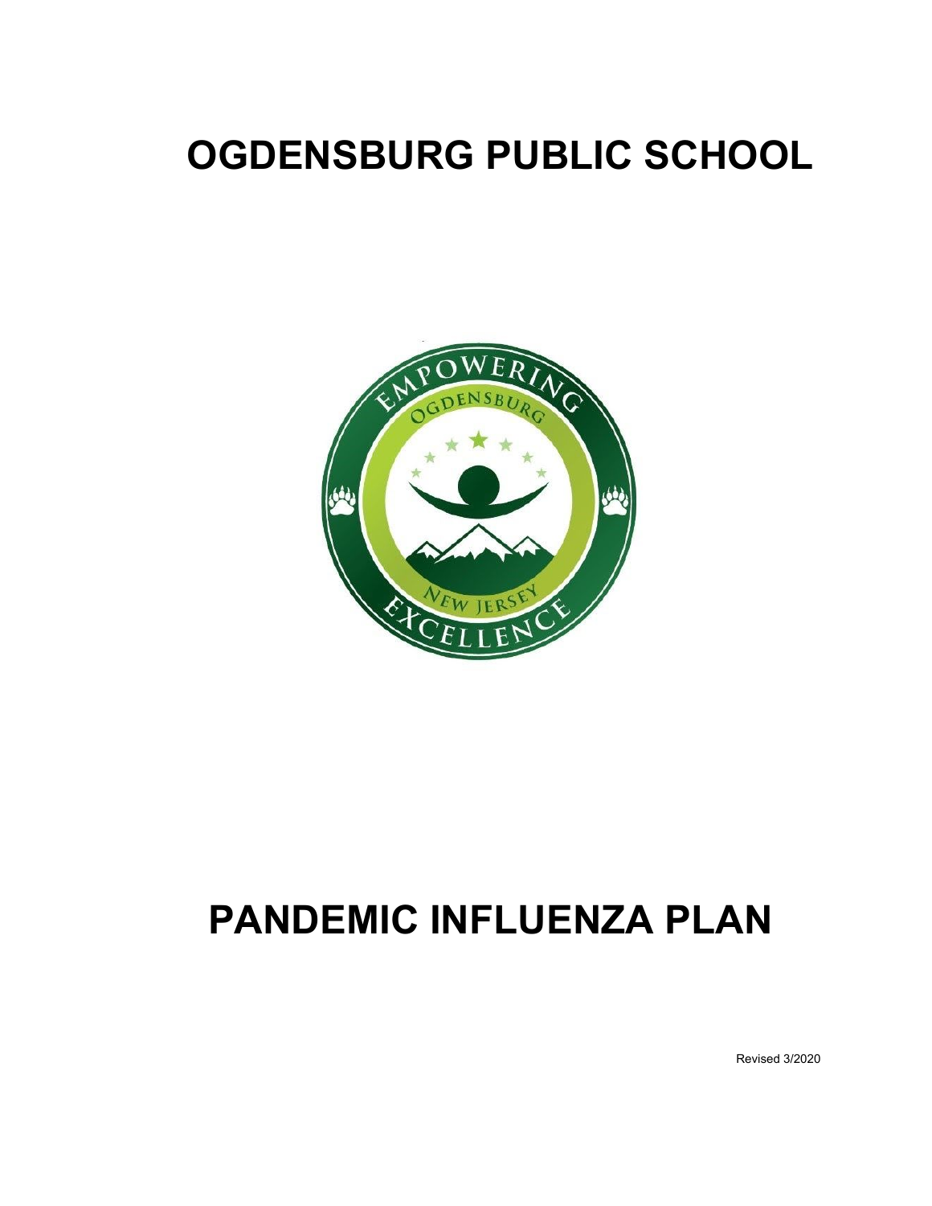# OGDENSBURG PUBLIC SCHOOL

# PANDEMIC INFLUENZA PLAN

Revised 3/2020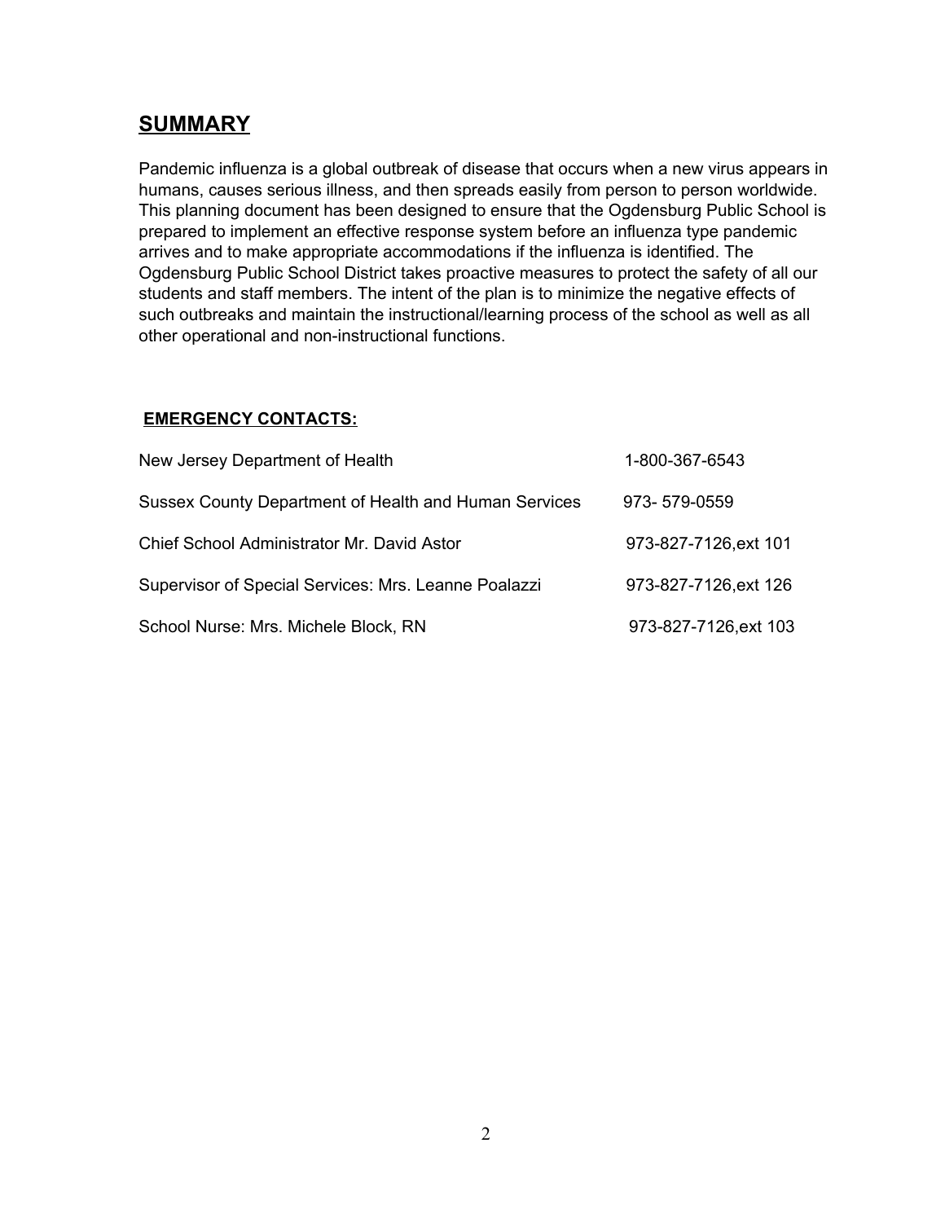## SUMMARY

Pandemic influenza is a global outbreak of disease that occurs when a new virus appears in humans, causes serious illness, and then spreads easily from person to person worldwide. This planning document has been designed to ensure that the Ogdensburg Public School is prepared to implement an effective response system before an influenza type pandemic arrives and to make appropriate accommodations if the influenza is identified. The Ogdensburg Public School District takes proactive measures to protect the safety of all our students and staff members. The intent of the plan is to minimize the negative effects of such outbreaks and maintain the instructional/learning process of the school as well as all other operational and non-instructional functions.

### EMERGENCY CONTACTS:

| | |
|---|---|
| New Jersey Department of Health | 1-800-367-6543 |
| Sussex County Department of Health and Human Services | 973- 579-0559 |
| Chief School Administrator Mr. David Astor | 973-827-7126,ext 101 |
| Supervisor of Special Services: Mrs. Leanne Poalazzi | 973-827-7126,ext 126 |
| School Nurse: Mrs. Michele Block, RN | 973-827-7126,ext 103 |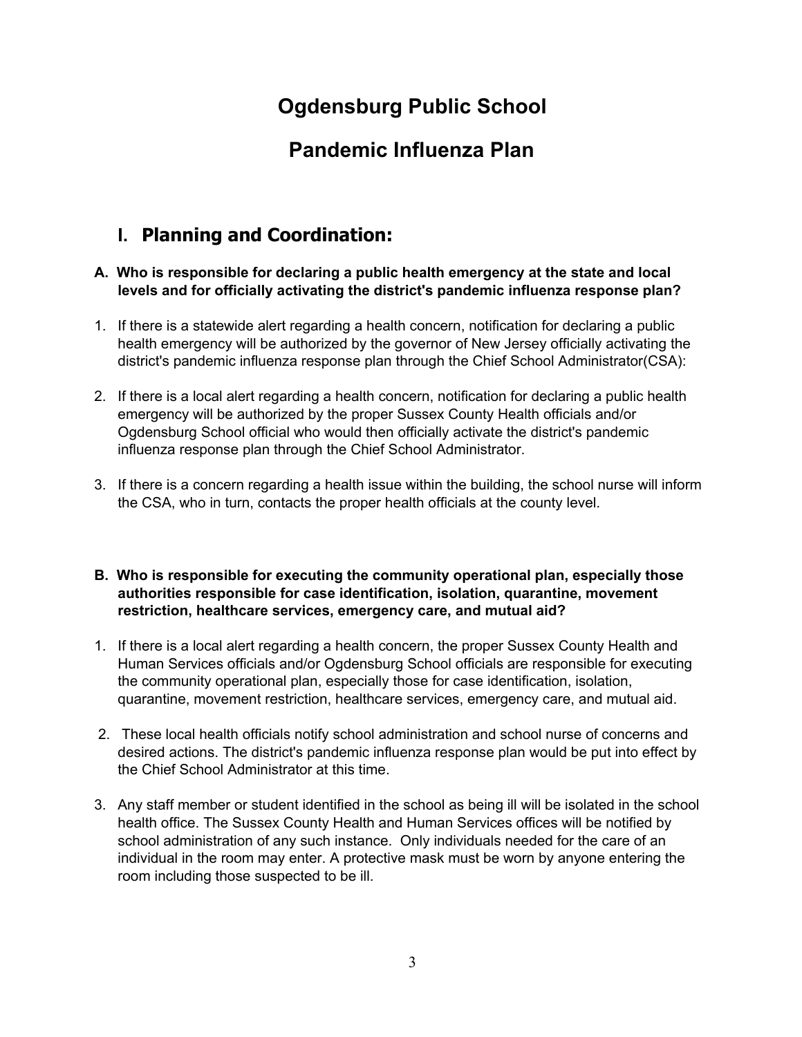# Ogdensburg Public School

# Pandemic Influenza Plan

## I. Planning and Coordination:

**A. Who is responsible for declaring a public health emergency at the state and local levels and for officially activating the district's pandemic influenza response plan?**

1. If there is a statewide alert regarding a health concern, notification for declaring a public health emergency will be authorized by the governor of New Jersey officially activating the district's pandemic influenza response plan through the Chief School Administrator(CSA):
2. If there is a local alert regarding a health concern, notification for declaring a public health emergency will be authorized by the proper Sussex County Health officials and/or Ogdensburg School official who would then officially activate the district's pandemic influenza response plan through the Chief School Administrator.
3. If there is a concern regarding a health issue within the building, the school nurse will inform the CSA, who in turn, contacts the proper health officials at the county level.

**B. Who is responsible for executing the community operational plan, especially those authorities responsible for case identification, isolation, quarantine, movement restriction, healthcare services, emergency care, and mutual aid?**

1. If there is a local alert regarding a health concern, the proper Sussex County Health and Human Services officials and/or Ogdensburg School officials are responsible for executing the community operational plan, especially those for case identification, isolation, quarantine, movement restriction, healthcare services, emergency care, and mutual aid.
2. These local health officials notify school administration and school nurse of concerns and desired actions. The district's pandemic influenza response plan would be put into effect by the Chief School Administrator at this time.
3. Any staff member or student identified in the school as being ill will be isolated in the school health office. The Sussex County Health and Human Services offices will be notified by school administration of any such instance. Only individuals needed for the care of an individual in the room may enter. A protective mask must be worn by anyone entering the room including those suspected to be ill.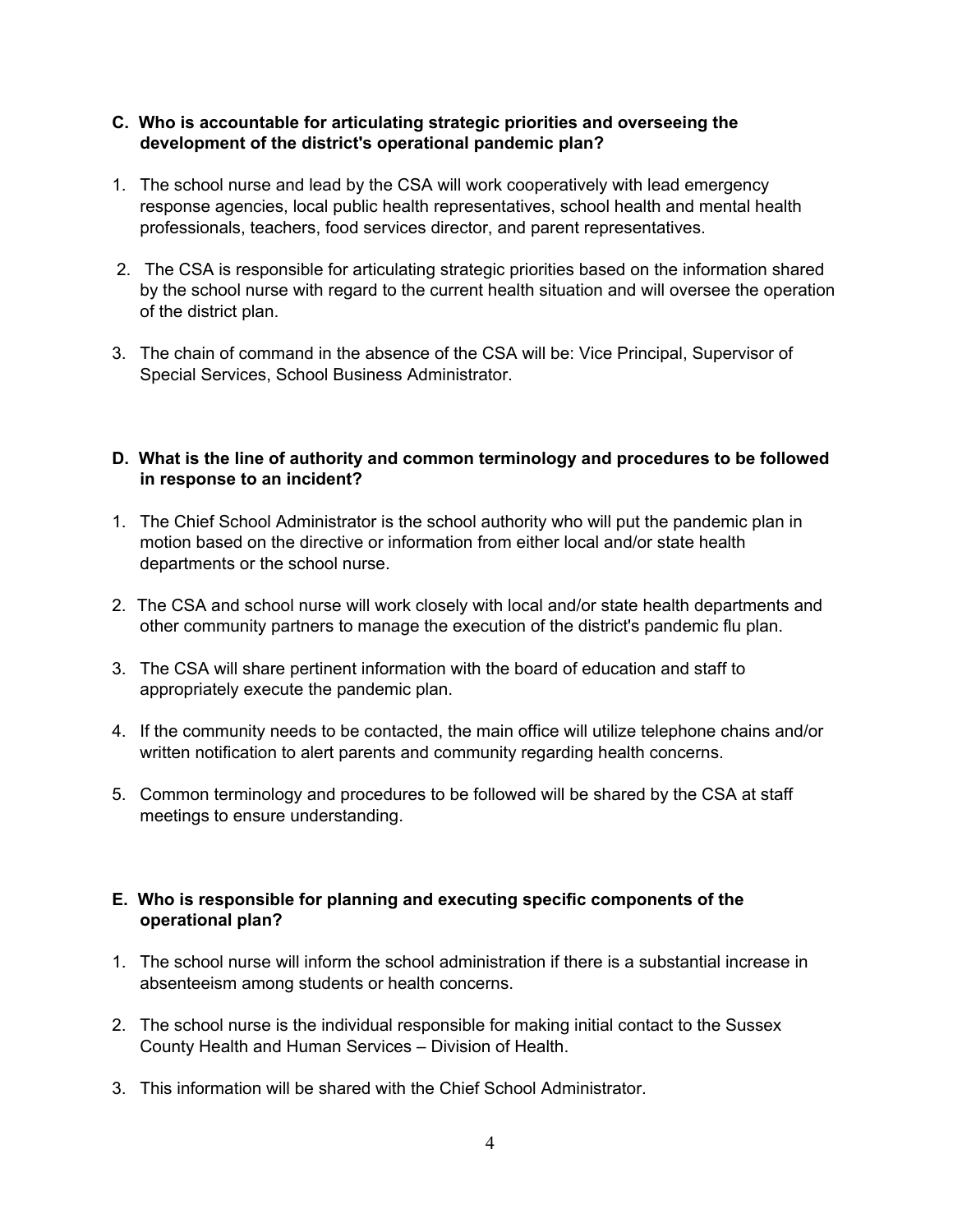**C. Who is accountable for articulating strategic priorities and overseeing the development of the district's operational pandemic plan?**

1. The school nurse and lead by the CSA will work cooperatively with lead emergency response agencies, local public health representatives, school health and mental health professionals, teachers, food services director, and parent representatives.
2. The CSA is responsible for articulating strategic priorities based on the information shared by the school nurse with regard to the current health situation and will oversee the operation of the district plan.
3. The chain of command in the absence of the CSA will be: Vice Principal, Supervisor of Special Services, School Business Administrator.

**D. What is the line of authority and common terminology and procedures to be followed in response to an incident?**

1. The Chief School Administrator is the school authority who will put the pandemic plan in motion based on the directive or information from either local and/or state health departments or the school nurse.
2. The CSA and school nurse will work closely with local and/or state health departments and other community partners to manage the execution of the district's pandemic flu plan.
3. The CSA will share pertinent information with the board of education and staff to appropriately execute the pandemic plan.
4. If the community needs to be contacted, the main office will utilize telephone chains and/or written notification to alert parents and community regarding health concerns.
5. Common terminology and procedures to be followed will be shared by the CSA at staff meetings to ensure understanding.

**E. Who is responsible for planning and executing specific components of the operational plan?**

1. The school nurse will inform the school administration if there is a substantial increase in absenteeism among students or health concerns.
2. The school nurse is the individual responsible for making initial contact to the Sussex County Health and Human Services – Division of Health.
3. This information will be shared with the Chief School Administrator.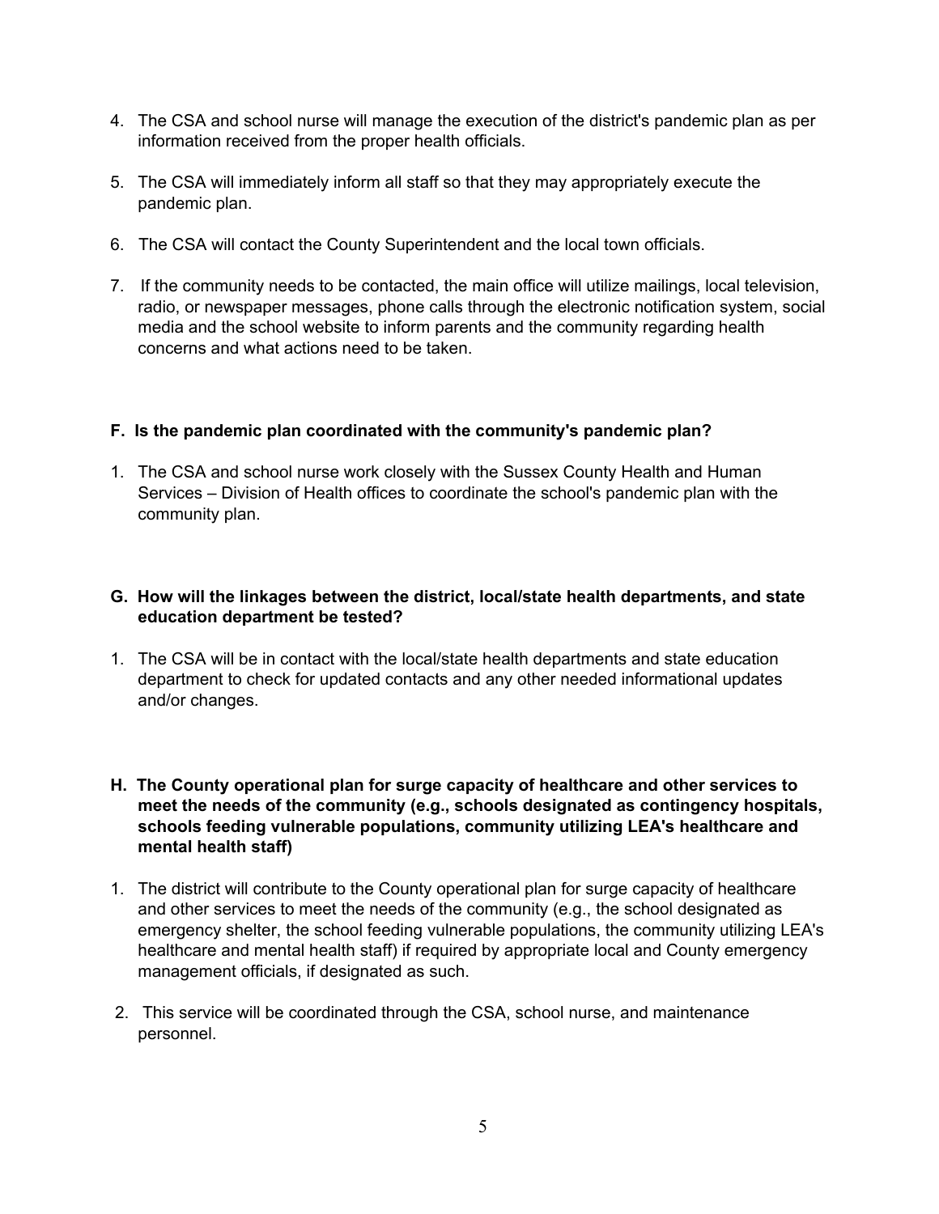4. The CSA and school nurse will manage the execution of the district's pandemic plan as per information received from the proper health officials.

5. The CSA will immediately inform all staff so that they may appropriately execute the pandemic plan.

6. The CSA will contact the County Superintendent and the local town officials.

7. If the community needs to be contacted, the main office will utilize mailings, local television, radio, or newspaper messages, phone calls through the electronic notification system, social media and the school website to inform parents and the community regarding health concerns and what actions need to be taken.

**F. Is the pandemic plan coordinated with the community's pandemic plan?**

1. The CSA and school nurse work closely with the Sussex County Health and Human Services – Division of Health offices to coordinate the school's pandemic plan with the community plan.

**G. How will the linkages between the district, local/state health departments, and state education department be tested?**

1. The CSA will be in contact with the local/state health departments and state education department to check for updated contacts and any other needed informational updates and/or changes.

**H. The County operational plan for surge capacity of healthcare and other services to meet the needs of the community (e.g., schools designated as contingency hospitals, schools feeding vulnerable populations, community utilizing LEA's healthcare and mental health staff)**

1. The district will contribute to the County operational plan for surge capacity of healthcare and other services to meet the needs of the community (e.g., the school designated as emergency shelter, the school feeding vulnerable populations, the community utilizing LEA's healthcare and mental health staff) if required by appropriate local and County emergency management officials, if designated as such.

2. This service will be coordinated through the CSA, school nurse, and maintenance personnel.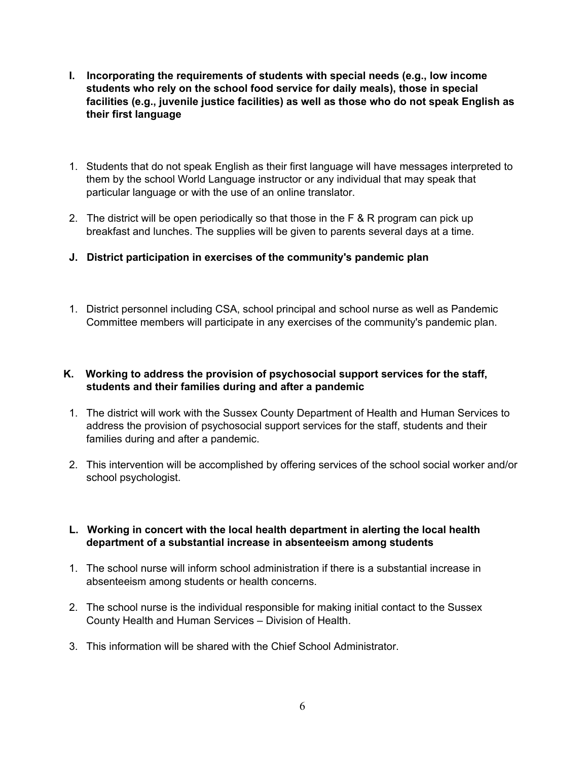**I. Incorporating the requirements of students with special needs (e.g., low income students who rely on the school food service for daily meals), those in special facilities (e.g., juvenile justice facilities) as well as those who do not speak English as their first language**

1. Students that do not speak English as their first language will have messages interpreted to them by the school World Language instructor or any individual that may speak that particular language or with the use of an online translator.
2. The district will be open periodically so that those in the F & R program can pick up breakfast and lunches. The supplies will be given to parents several days at a time.

**J. District participation in exercises of the community's pandemic plan**

1. District personnel including CSA, school principal and school nurse as well as Pandemic Committee members will participate in any exercises of the community's pandemic plan.

**K. Working to address the provision of psychosocial support services for the staff, students and their families during and after a pandemic**

1. The district will work with the Sussex County Department of Health and Human Services to address the provision of psychosocial support services for the staff, students and their families during and after a pandemic.
2. This intervention will be accomplished by offering services of the school social worker and/or school psychologist.

**L. Working in concert with the local health department in alerting the local health department of a substantial increase in absenteeism among students**

1. The school nurse will inform school administration if there is a substantial increase in absenteeism among students or health concerns.
2. The school nurse is the individual responsible for making initial contact to the Sussex County Health and Human Services – Division of Health.
3. This information will be shared with the Chief School Administrator.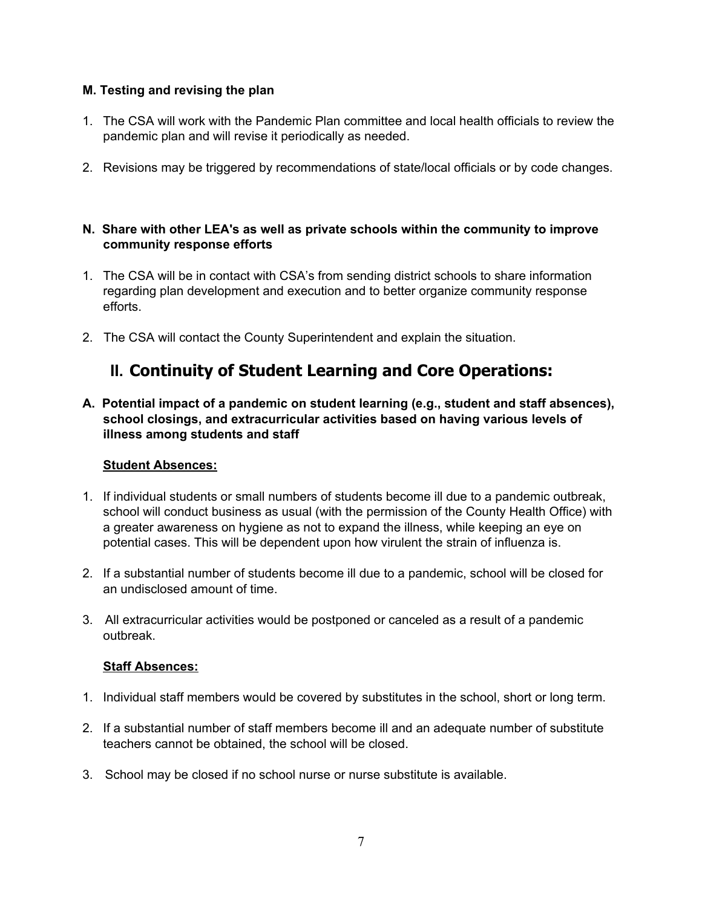**M. Testing and revising the plan**

1. The CSA will work with the Pandemic Plan committee and local health officials to review the pandemic plan and will revise it periodically as needed.
2. Revisions may be triggered by recommendations of state/local officials or by code changes.

**N. Share with other LEA's as well as private schools within the community to improve community response efforts**

1. The CSA will be in contact with CSA's from sending district schools to share information regarding plan development and execution and to better organize community response efforts.
2. The CSA will contact the County Superintendent and explain the situation.

## II. Continuity of Student Learning and Core Operations:

**A. Potential impact of a pandemic on student learning (e.g., student and staff absences), school closings, and extracurricular activities based on having various levels of illness among students and staff**

**Student Absences:**

1. If individual students or small numbers of students become ill due to a pandemic outbreak, school will conduct business as usual (with the permission of the County Health Office) with a greater awareness on hygiene as not to expand the illness, while keeping an eye on potential cases. This will be dependent upon how virulent the strain of influenza is.
2. If a substantial number of students become ill due to a pandemic, school will be closed for an undisclosed amount of time.
3. All extracurricular activities would be postponed or canceled as a result of a pandemic outbreak.

**Staff Absences:**

1. Individual staff members would be covered by substitutes in the school, short or long term.
2. If a substantial number of staff members become ill and an adequate number of substitute teachers cannot be obtained, the school will be closed.
3. School may be closed if no school nurse or nurse substitute is available.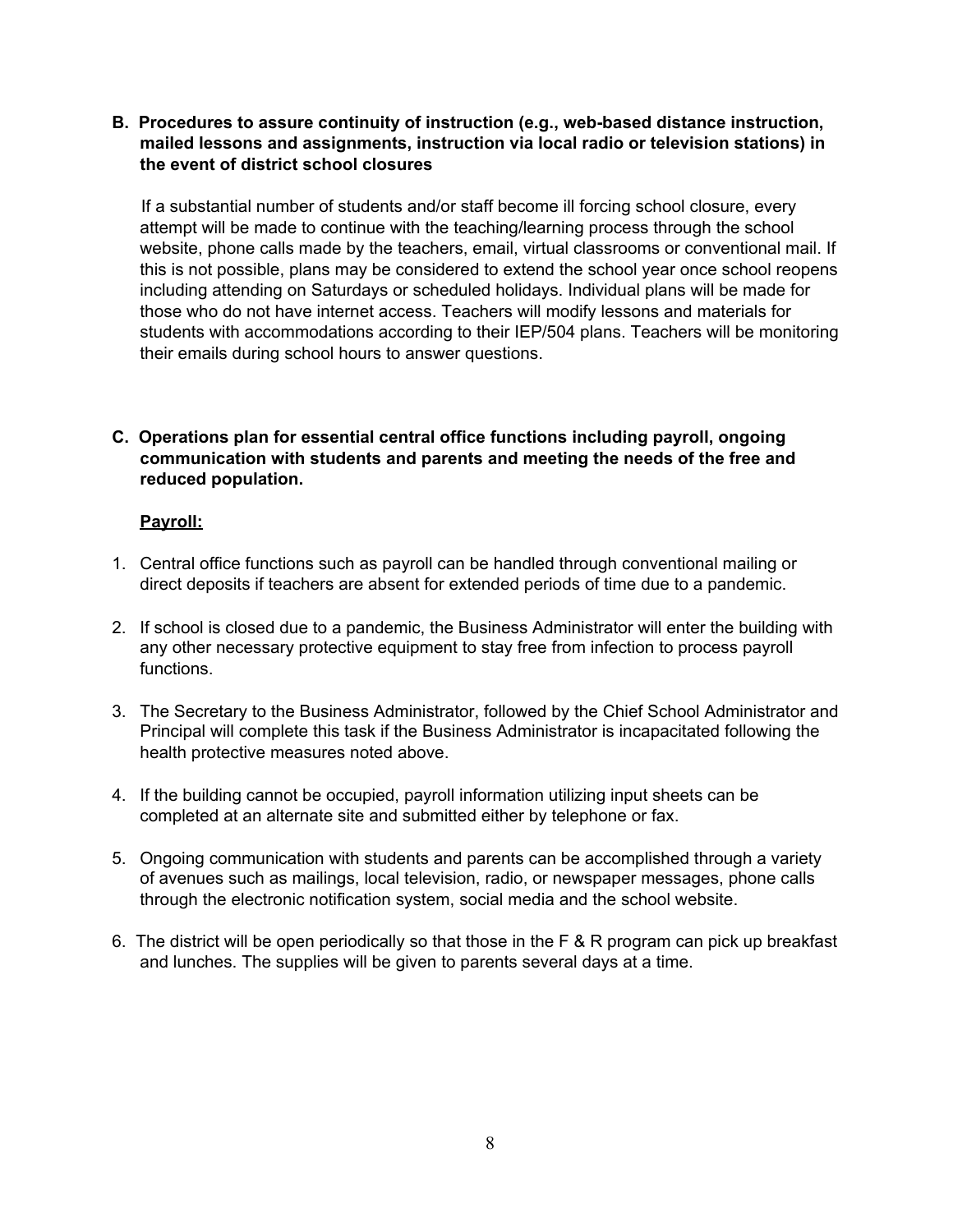**B. Procedures to assure continuity of instruction (e.g., web-based distance instruction, mailed lessons and assignments, instruction via local radio or television stations) in the event of district school closures**

If a substantial number of students and/or staff become ill forcing school closure, every attempt will be made to continue with the teaching/learning process through the school website, phone calls made by the teachers, email, virtual classrooms or conventional mail. If this is not possible, plans may be considered to extend the school year once school reopens including attending on Saturdays or scheduled holidays. Individual plans will be made for those who do not have internet access. Teachers will modify lessons and materials for students with accommodations according to their IEP/504 plans. Teachers will be monitoring their emails during school hours to answer questions.

**C. Operations plan for essential central office functions including payroll, ongoing communication with students and parents and meeting the needs of the free and reduced population.**

**Payroll:**

1. Central office functions such as payroll can be handled through conventional mailing or direct deposits if teachers are absent for extended periods of time due to a pandemic.

2. If school is closed due to a pandemic, the Business Administrator will enter the building with any other necessary protective equipment to stay free from infection to process payroll functions.

3. The Secretary to the Business Administrator, followed by the Chief School Administrator and Principal will complete this task if the Business Administrator is incapacitated following the health protective measures noted above.

4. If the building cannot be occupied, payroll information utilizing input sheets can be completed at an alternate site and submitted either by telephone or fax.

5. Ongoing communication with students and parents can be accomplished through a variety of avenues such as mailings, local television, radio, or newspaper messages, phone calls through the electronic notification system, social media and the school website.

6. The district will be open periodically so that those in the F & R program can pick up breakfast and lunches. The supplies will be given to parents several days at a time.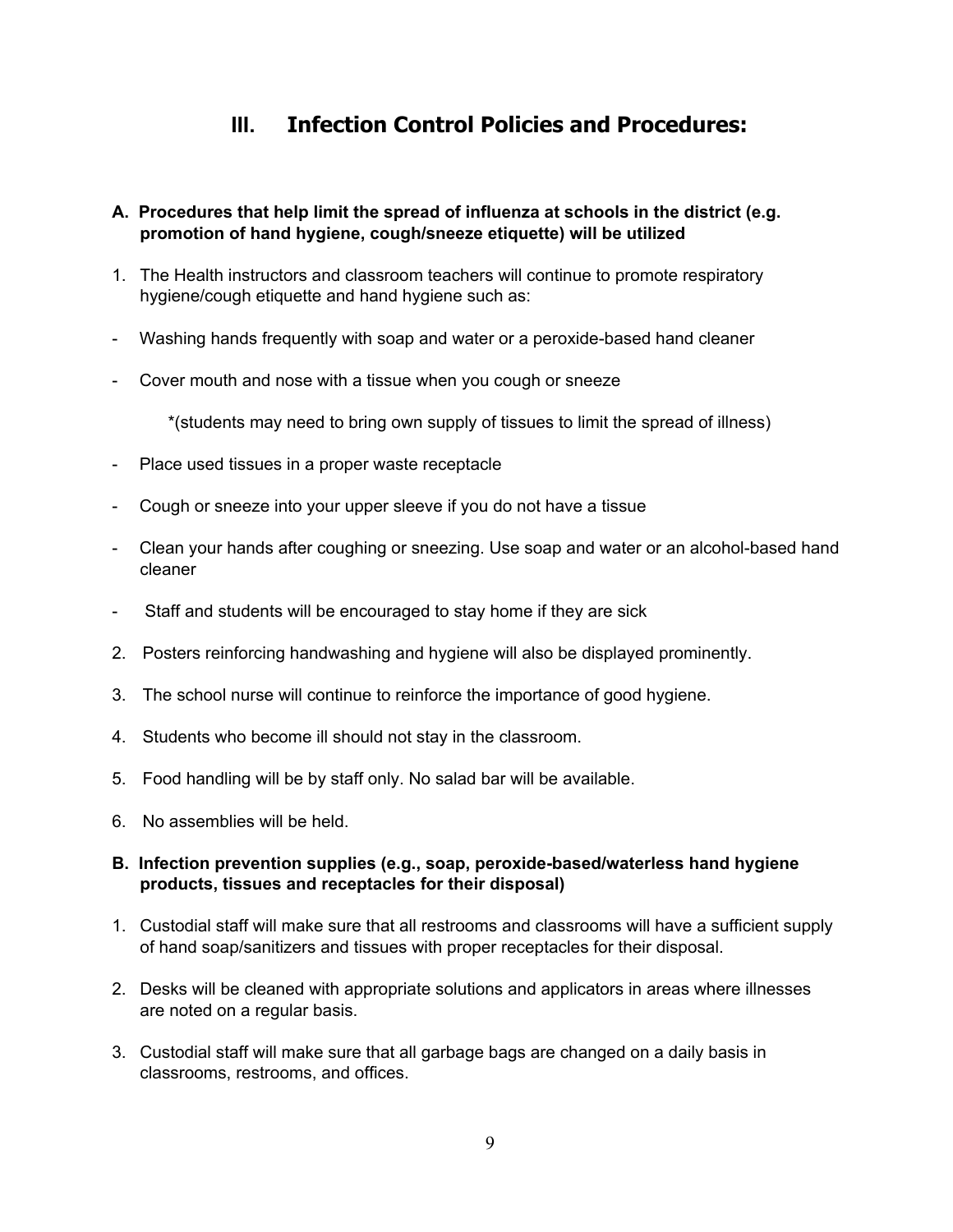# III. Infection Control Policies and Procedures:

**A. Procedures that help limit the spread of influenza at schools in the district (e.g. promotion of hand hygiene, cough/sneeze etiquette) will be utilized**

1. The Health instructors and classroom teachers will continue to promote respiratory hygiene/cough etiquette and hand hygiene such as:

- Washing hands frequently with soap and water or a peroxide-based hand cleaner
- Cover mouth and nose with a tissue when you cough or sneeze

  *(students may need to bring own supply of tissues to limit the spread of illness)

- Place used tissues in a proper waste receptacle
- Cough or sneeze into your upper sleeve if you do not have a tissue
- Clean your hands after coughing or sneezing. Use soap and water or an alcohol-based hand cleaner
- Staff and students will be encouraged to stay home if they are sick

2. Posters reinforcing handwashing and hygiene will also be displayed prominently.
3. The school nurse will continue to reinforce the importance of good hygiene.
4. Students who become ill should not stay in the classroom.
5. Food handling will be by staff only. No salad bar will be available.
6. No assemblies will be held.

**B. Infection prevention supplies (e.g., soap, peroxide-based/waterless hand hygiene products, tissues and receptacles for their disposal)**

1. Custodial staff will make sure that all restrooms and classrooms will have a sufficient supply of hand soap/sanitizers and tissues with proper receptacles for their disposal.
2. Desks will be cleaned with appropriate solutions and applicators in areas where illnesses are noted on a regular basis.
3. Custodial staff will make sure that all garbage bags are changed on a daily basis in classrooms, restrooms, and offices.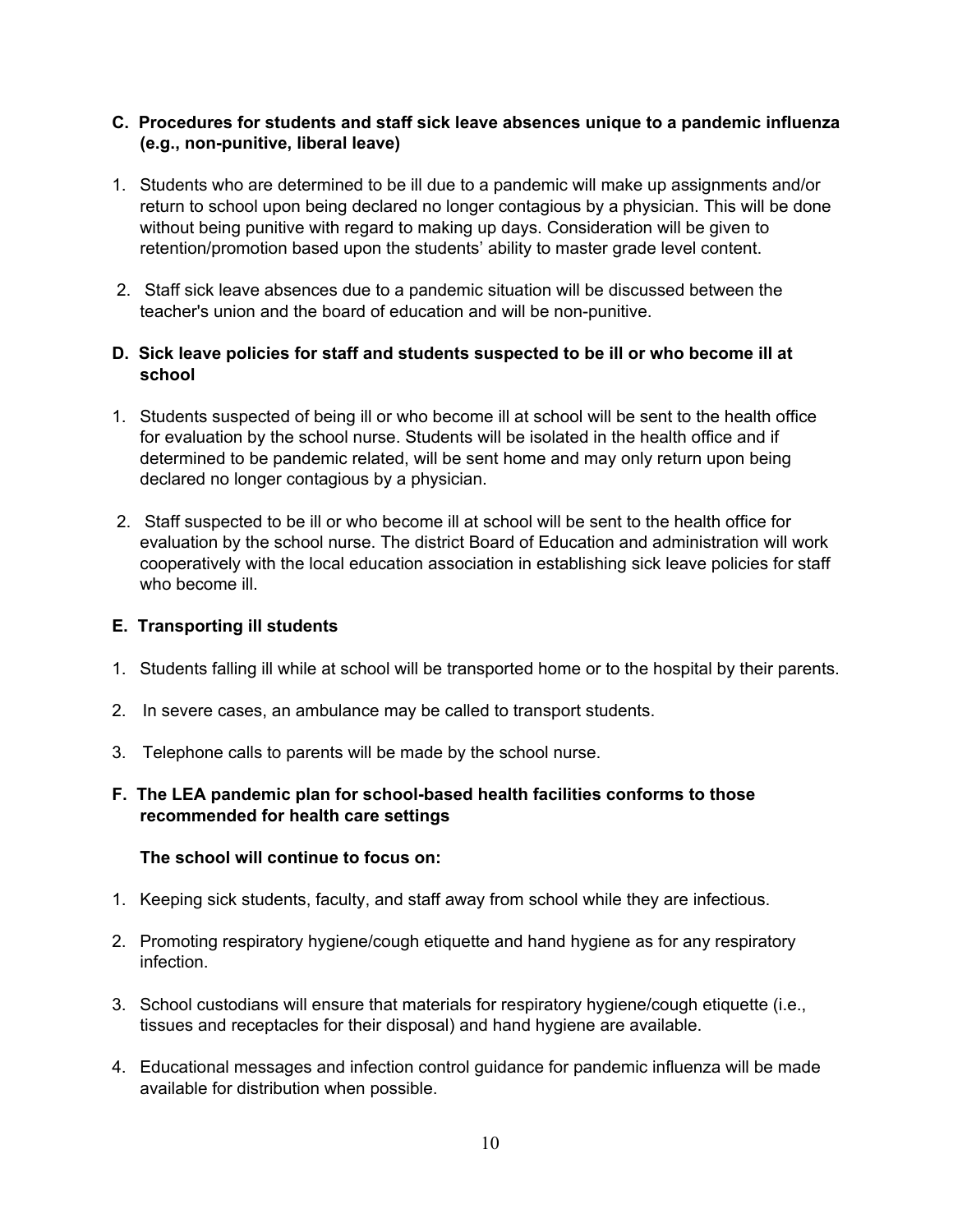### C. Procedures for students and staff sick leave absences unique to a pandemic influenza (e.g., non-punitive, liberal leave)

1. Students who are determined to be ill due to a pandemic will make up assignments and/or return to school upon being declared no longer contagious by a physician. This will be done without being punitive with regard to making up days. Consideration will be given to retention/promotion based upon the students' ability to master grade level content.

2. Staff sick leave absences due to a pandemic situation will be discussed between the teacher's union and the board of education and will be non-punitive.

### D. Sick leave policies for staff and students suspected to be ill or who become ill at school

1. Students suspected of being ill or who become ill at school will be sent to the health office for evaluation by the school nurse. Students will be isolated in the health office and if determined to be pandemic related, will be sent home and may only return upon being declared no longer contagious by a physician.

2. Staff suspected to be ill or who become ill at school will be sent to the health office for evaluation by the school nurse. The district Board of Education and administration will work cooperatively with the local education association in establishing sick leave policies for staff who become ill.

### E. Transporting ill students

1. Students falling ill while at school will be transported home or to the hospital by their parents.

2. In severe cases, an ambulance may be called to transport students.

3. Telephone calls to parents will be made by the school nurse.

### F. The LEA pandemic plan for school-based health facilities conforms to those recommended for health care settings

**The school will continue to focus on:**

1. Keeping sick students, faculty, and staff away from school while they are infectious.

2. Promoting respiratory hygiene/cough etiquette and hand hygiene as for any respiratory infection.

3. School custodians will ensure that materials for respiratory hygiene/cough etiquette (i.e., tissues and receptacles for their disposal) and hand hygiene are available.

4. Educational messages and infection control guidance for pandemic influenza will be made available for distribution when possible.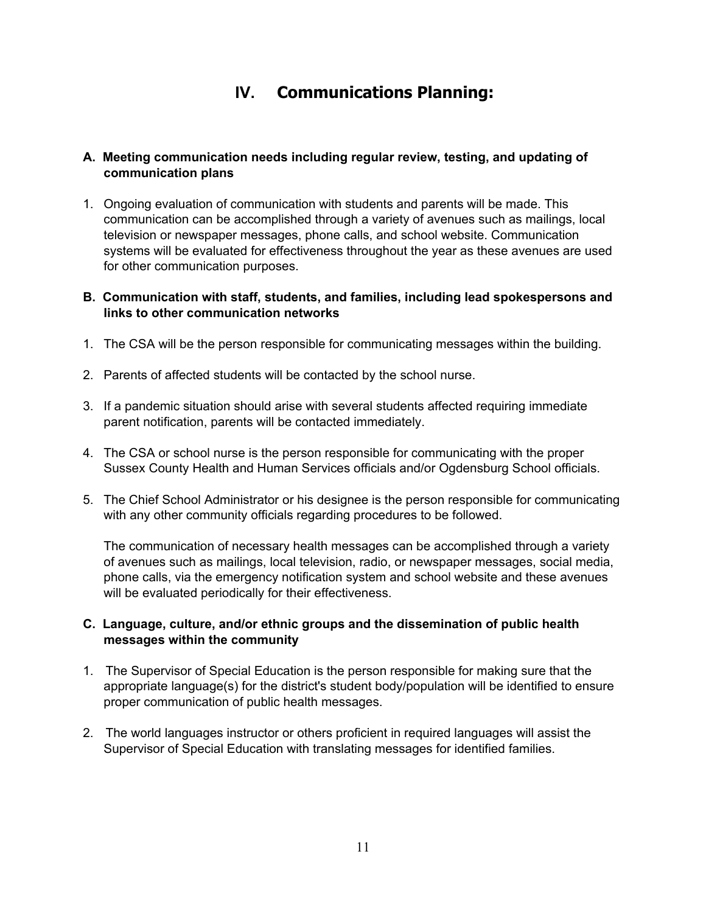# IV. Communications Planning:

**A. Meeting communication needs including regular review, testing, and updating of communication plans**

1. Ongoing evaluation of communication with students and parents will be made. This communication can be accomplished through a variety of avenues such as mailings, local television or newspaper messages, phone calls, and school website. Communication systems will be evaluated for effectiveness throughout the year as these avenues are used for other communication purposes.

**B. Communication with staff, students, and families, including lead spokespersons and links to other communication networks**

1. The CSA will be the person responsible for communicating messages within the building.

2. Parents of affected students will be contacted by the school nurse.

3. If a pandemic situation should arise with several students affected requiring immediate parent notification, parents will be contacted immediately.

4. The CSA or school nurse is the person responsible for communicating with the proper Sussex County Health and Human Services officials and/or Ogdensburg School officials.

5. The Chief School Administrator or his designee is the person responsible for communicating with any other community officials regarding procedures to be followed.

   The communication of necessary health messages can be accomplished through a variety of avenues such as mailings, local television, radio, or newspaper messages, social media, phone calls, via the emergency notification system and school website and these avenues will be evaluated periodically for their effectiveness.

**C. Language, culture, and/or ethnic groups and the dissemination of public health messages within the community**

1. The Supervisor of Special Education is the person responsible for making sure that the appropriate language(s) for the district's student body/population will be identified to ensure proper communication of public health messages.

2. The world languages instructor or others proficient in required languages will assist the Supervisor of Special Education with translating messages for identified families.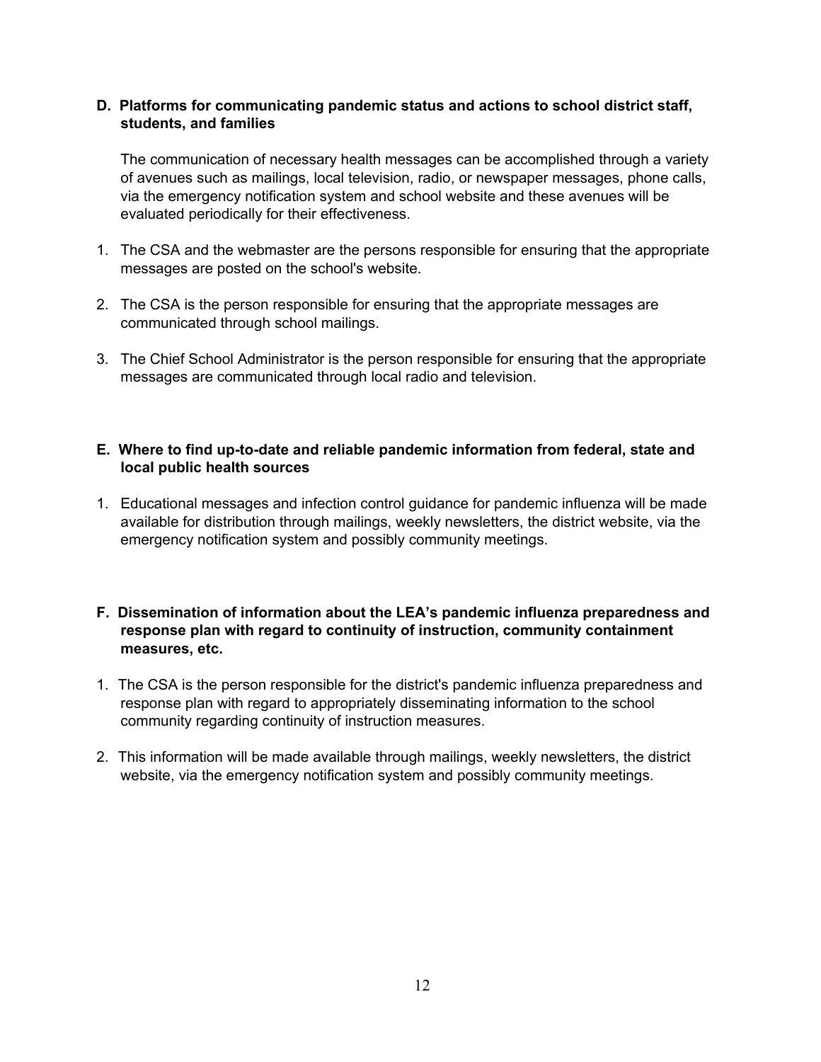**D. Platforms for communicating pandemic status and actions to school district staff, students, and families**

The communication of necessary health messages can be accomplished through a variety of avenues such as mailings, local television, radio, or newspaper messages, phone calls, via the emergency notification system and school website and these avenues will be evaluated periodically for their effectiveness.

1. The CSA and the webmaster are the persons responsible for ensuring that the appropriate messages are posted on the school's website.

2. The CSA is the person responsible for ensuring that the appropriate messages are communicated through school mailings.

3. The Chief School Administrator is the person responsible for ensuring that the appropriate messages are communicated through local radio and television.

**E. Where to find up-to-date and reliable pandemic information from federal, state and local public health sources**

1. Educational messages and infection control guidance for pandemic influenza will be made available for distribution through mailings, weekly newsletters, the district website, via the emergency notification system and possibly community meetings.

**F. Dissemination of information about the LEA's pandemic influenza preparedness and response plan with regard to continuity of instruction, community containment measures, etc.**

1. The CSA is the person responsible for the district's pandemic influenza preparedness and response plan with regard to appropriately disseminating information to the school community regarding continuity of instruction measures.

2. This information will be made available through mailings, weekly newsletters, the district website, via the emergency notification system and possibly community meetings.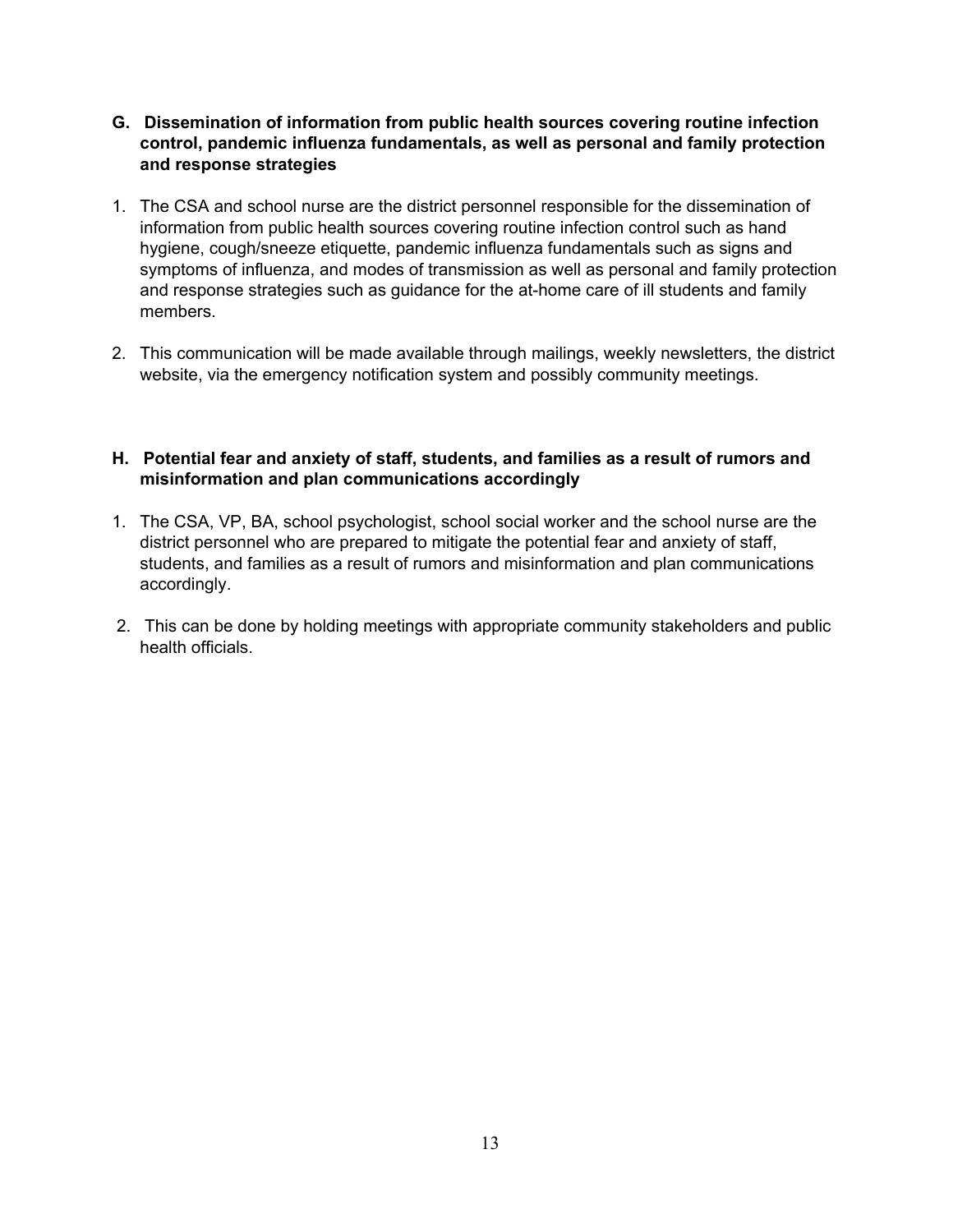### G. Dissemination of information from public health sources covering routine infection control, pandemic influenza fundamentals, as well as personal and family protection and response strategies

1. The CSA and school nurse are the district personnel responsible for the dissemination of information from public health sources covering routine infection control such as hand hygiene, cough/sneeze etiquette, pandemic influenza fundamentals such as signs and symptoms of influenza, and modes of transmission as well as personal and family protection and response strategies such as guidance for the at-home care of ill students and family members.

2. This communication will be made available through mailings, weekly newsletters, the district website, via the emergency notification system and possibly community meetings.

### H. Potential fear and anxiety of staff, students, and families as a result of rumors and misinformation and plan communications accordingly

1. The CSA, VP, BA, school psychologist, school social worker and the school nurse are the district personnel who are prepared to mitigate the potential fear and anxiety of staff, students, and families as a result of rumors and misinformation and plan communications accordingly.

2. This can be done by holding meetings with appropriate community stakeholders and public health officials.